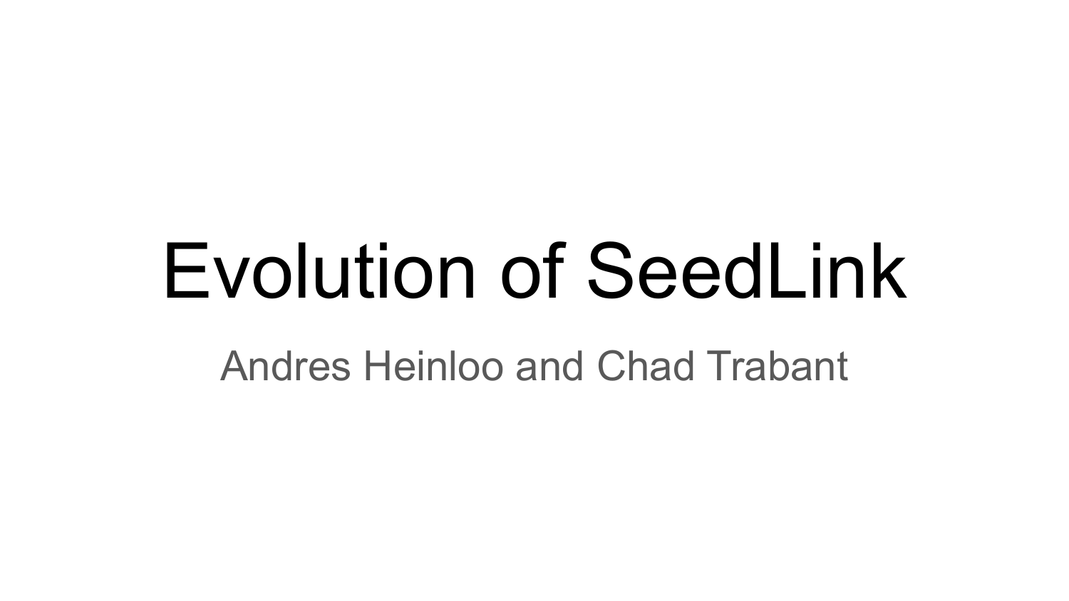# Evolution of SeedLink

Andres Heinloo and Chad Trabant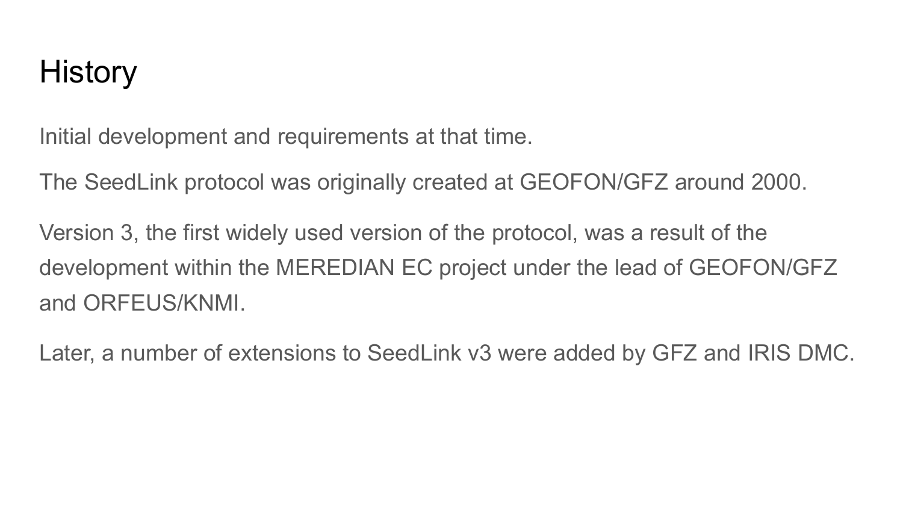# History

Initial development and requirements at that time.

The SeedLink protocol was originally created at GEOFON/GFZ around 2000.

Version 3, the first widely used version of the protocol, was a result of the development within the MEREDIAN EC project under the lead of GEOFON/GFZ and ORFEUS/KNMI.

Later, a number of extensions to SeedLink v3 were added by GFZ and IRIS DMC.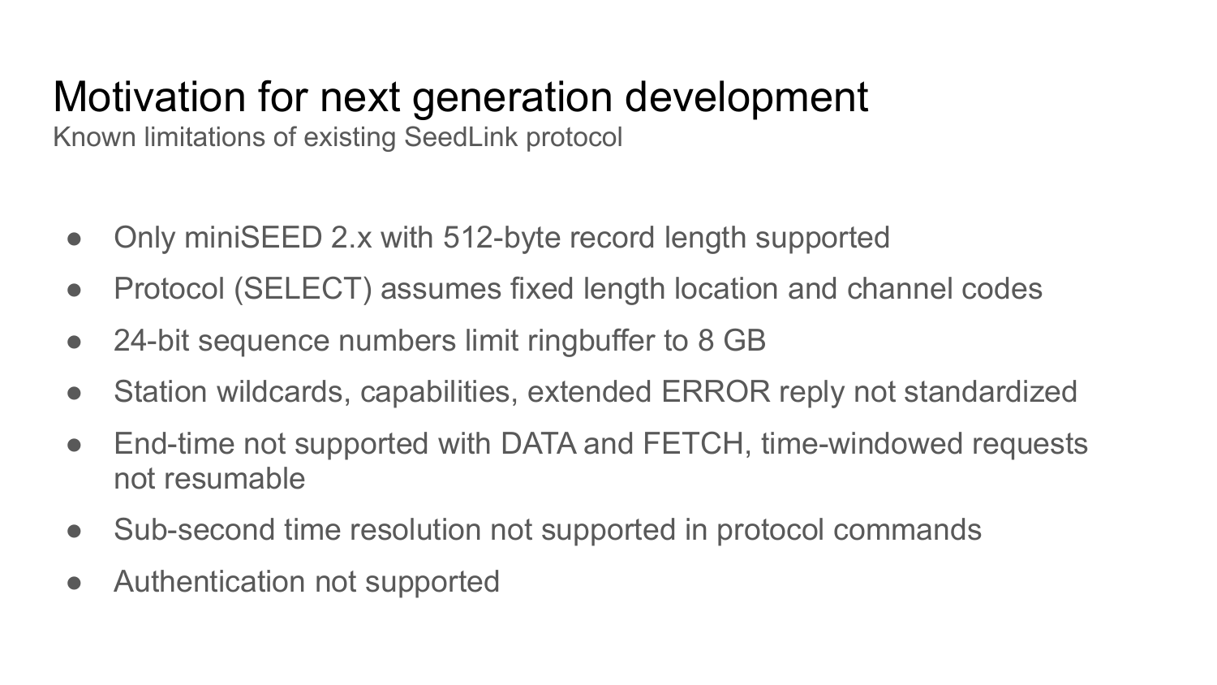# Motivation for next generation development

Known limitations of existing SeedLink protocol

- Only miniSEED 2.x with 512-byte record length supported
- Protocol (SELECT) assumes fixed length location and channel codes
- 24-bit sequence numbers limit ringbuffer to 8 GB
- Station wildcards, capabilities, extended ERROR reply not standardized
- End-time not supported with DATA and FETCH, time-windowed requests not resumable
- Sub-second time resolution not supported in protocol commands
- Authentication not supported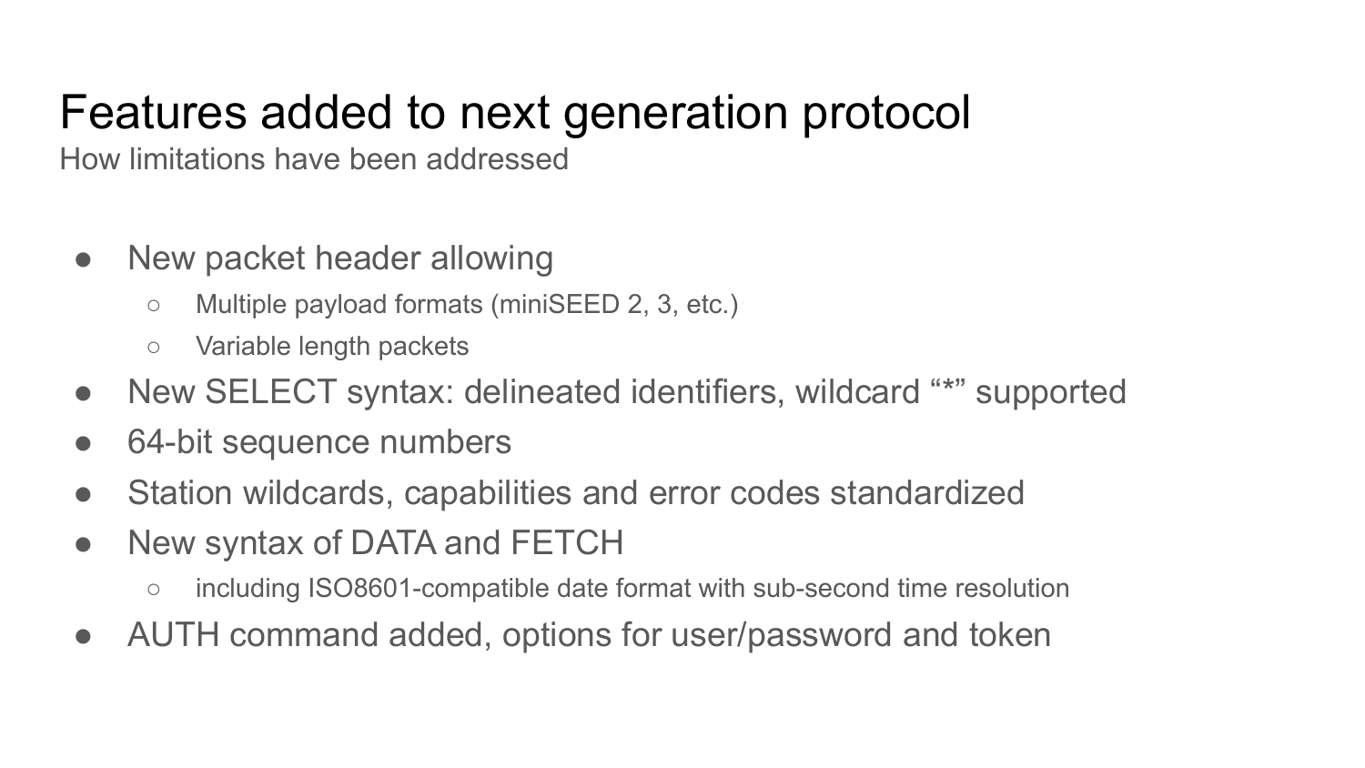# Features added to next generation protocol

How limitations have been addressed

- New packet header allowing
  - Multiple payload formats (miniSEED 2, 3, etc.)
  - Variable length packets
- New SELECT syntax: delineated identifiers, wildcard “*” supported
- 64-bit sequence numbers
- Station wildcards, capabilities and error codes standardized
- New syntax of DATA and FETCH
  - including ISO8601-compatible date format with sub-second time resolution
- AUTH command added, options for user/password and token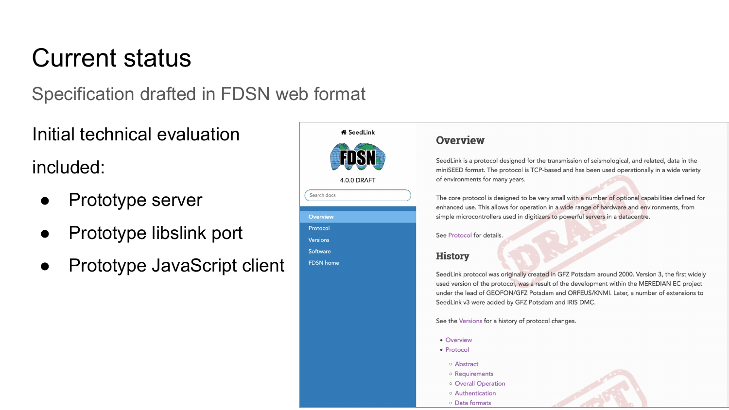# Current status

## Specification drafted in FDSN web format

Initial technical evaluation included:

- Prototype server
- Prototype libslink port
- Prototype JavaScript client

SeedLink

FDSN

4.0.0 DRAFT

Search docs

- Overview
- Protocol
- Versions
- Software
- FDSN home

## Overview

SeedLink is a protocol designed for the transmission of seismological, and related, data in the miniSEED format. The protocol is TCP-based and has been used operationally in a wide variety of environments for many years.

The core protocol is designed to be very small with a number of optional capabilities defined for enhanced use. This allows for operation in a wide range of hardware and environments, from simple microcontrollers used in digitizers to powerful servers in a datacentre.

See Protocol for details.

## History

SeedLink protocol was originally created in GFZ Potsdam around 2000. Version 3, the first widely used version of the protocol, was a result of the development within the MEREDIAN EC project under the lead of GEOFON/GFZ Potsdam and ORFEUS/KNMI. Later, a number of extensions to SeedLink v3 were added by GFZ Potsdam and IRIS DMC.

See the Versions for a history of protocol changes.

- Overview
- Protocol
  - Abstract
  - Requirements
  - Overall Operation
  - Authentication
  - Data formats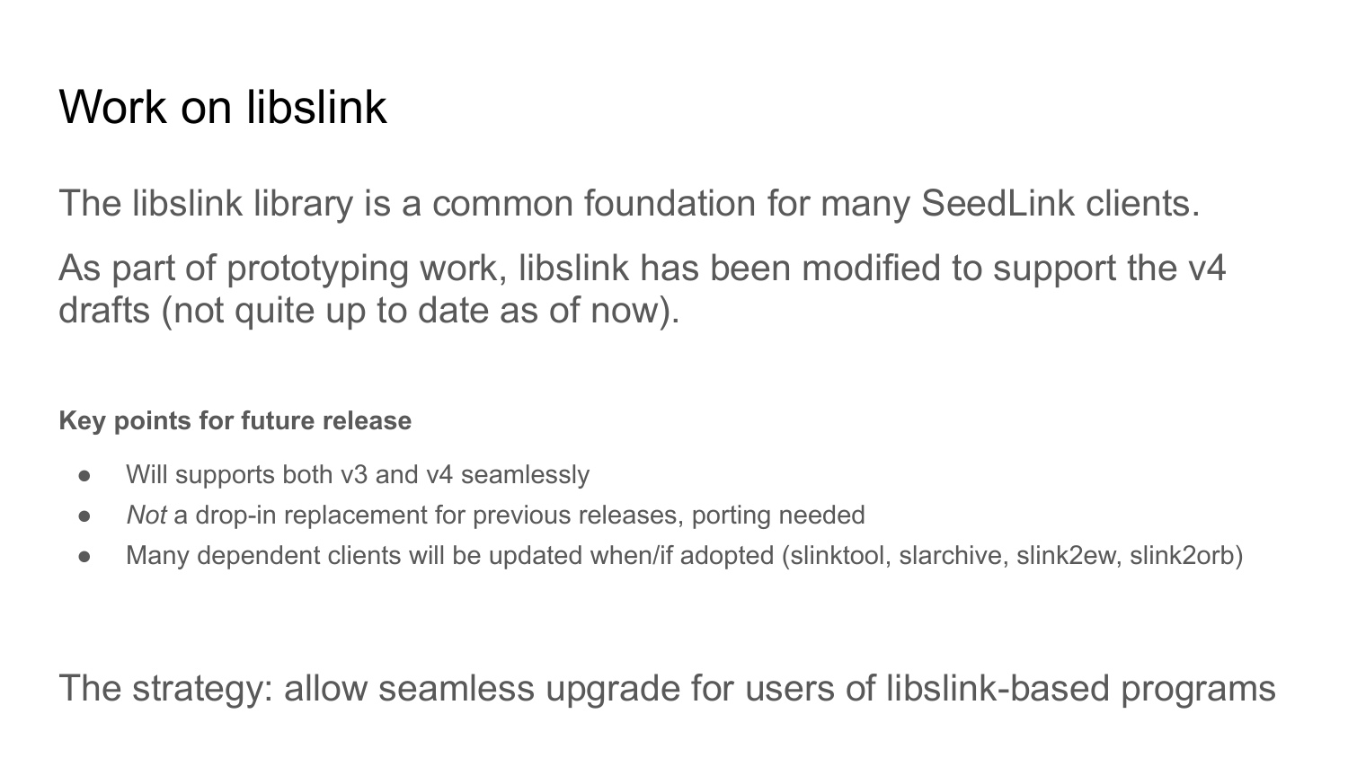# Work on libslink

The libslink library is a common foundation for many SeedLink clients.

As part of prototyping work, libslink has been modified to support the v4 drafts (not quite up to date as of now).

**Key points for future release**

- Will supports both v3 and v4 seamlessly
- *Not* a drop-in replacement for previous releases, porting needed
- Many dependent clients will be updated when/if adopted (slinktool, slarchive, slink2ew, slink2orb)

The strategy: allow seamless upgrade for users of libslink-based programs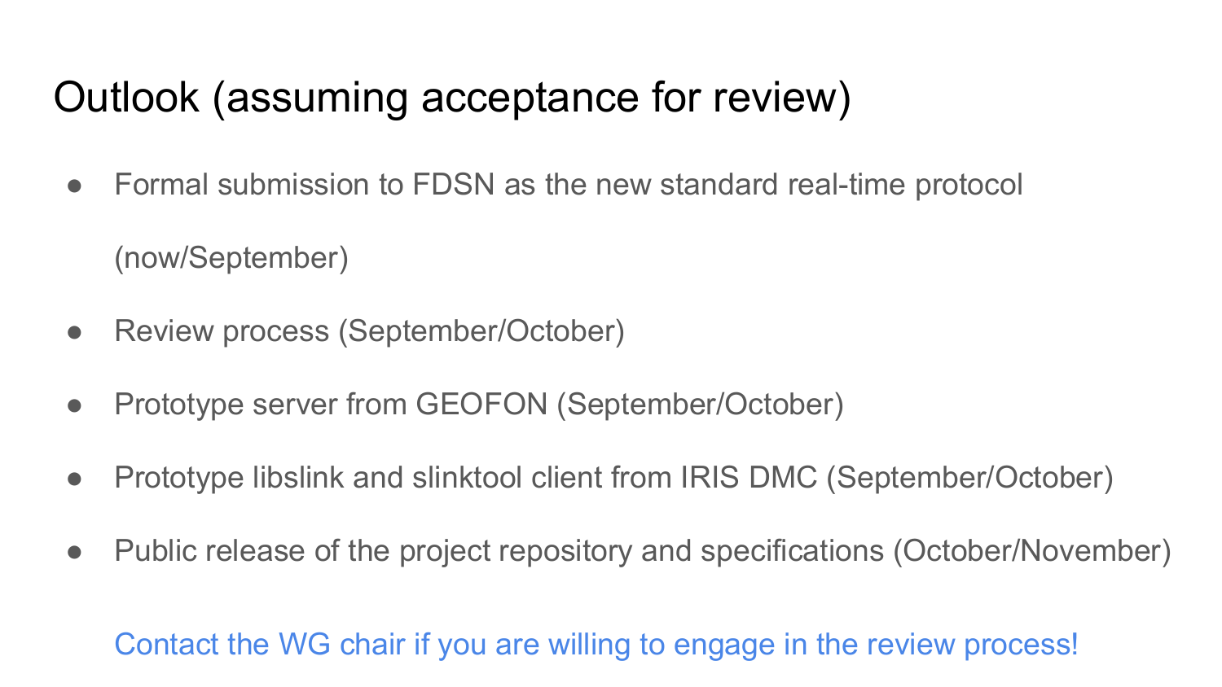# Outlook (assuming acceptance for review)

- Formal submission to FDSN as the new standard real-time protocol (now/September)
- Review process (September/October)
- Prototype server from GEOFON (September/October)
- Prototype libslink and slinktool client from IRIS DMC (September/October)
- Public release of the project repository and specifications (October/November)

Contact the WG chair if you are willing to engage in the review process!